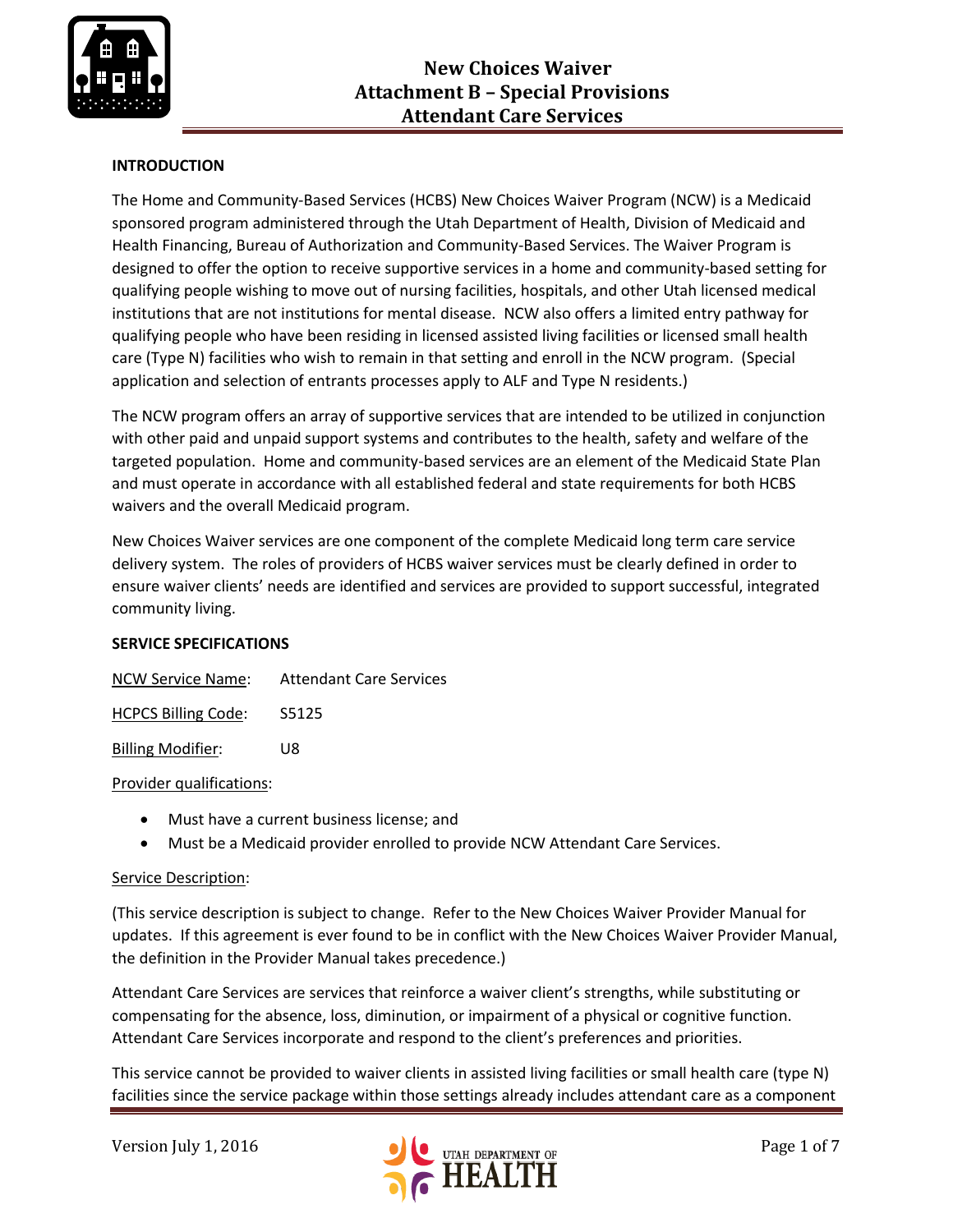# New Choices Waiver
## Attachment B – Special Provisions
## Attendant Care Services

**INTRODUCTION**

The Home and Community-Based Services (HCBS) New Choices Waiver Program (NCW) is a Medicaid sponsored program administered through the Utah Department of Health, Division of Medicaid and Health Financing, Bureau of Authorization and Community-Based Services. The Waiver Program is designed to offer the option to receive supportive services in a home and community-based setting for qualifying people wishing to move out of nursing facilities, hospitals, and other Utah licensed medical institutions that are not institutions for mental disease. NCW also offers a limited entry pathway for qualifying people who have been residing in licensed assisted living facilities or licensed small health care (Type N) facilities who wish to remain in that setting and enroll in the NCW program. (Special application and selection of entrants processes apply to ALF and Type N residents.)

The NCW program offers an array of supportive services that are intended to be utilized in conjunction with other paid and unpaid support systems and contributes to the health, safety and welfare of the targeted population. Home and community-based services are an element of the Medicaid State Plan and must operate in accordance with all established federal and state requirements for both HCBS waivers and the overall Medicaid program.

New Choices Waiver services are one component of the complete Medicaid long term care service delivery system. The roles of providers of HCBS waiver services must be clearly defined in order to ensure waiver clients' needs are identified and services are provided to support successful, integrated community living.

**SERVICE SPECIFICATIONS**

NCW Service Name: Attendant Care Services

HCPCS Billing Code: S5125

Billing Modifier: U8

Provider qualifications:

- Must have a current business license; and
- Must be a Medicaid provider enrolled to provide NCW Attendant Care Services.

Service Description:

(This service description is subject to change. Refer to the New Choices Waiver Provider Manual for updates. If this agreement is ever found to be in conflict with the New Choices Waiver Provider Manual, the definition in the Provider Manual takes precedence.)

Attendant Care Services are services that reinforce a waiver client's strengths, while substituting or compensating for the absence, loss, diminution, or impairment of a physical or cognitive function. Attendant Care Services incorporate and respond to the client's preferences and priorities.

This service cannot be provided to waiver clients in assisted living facilities or small health care (type N) facilities since the service package within those settings already includes attendant care as a component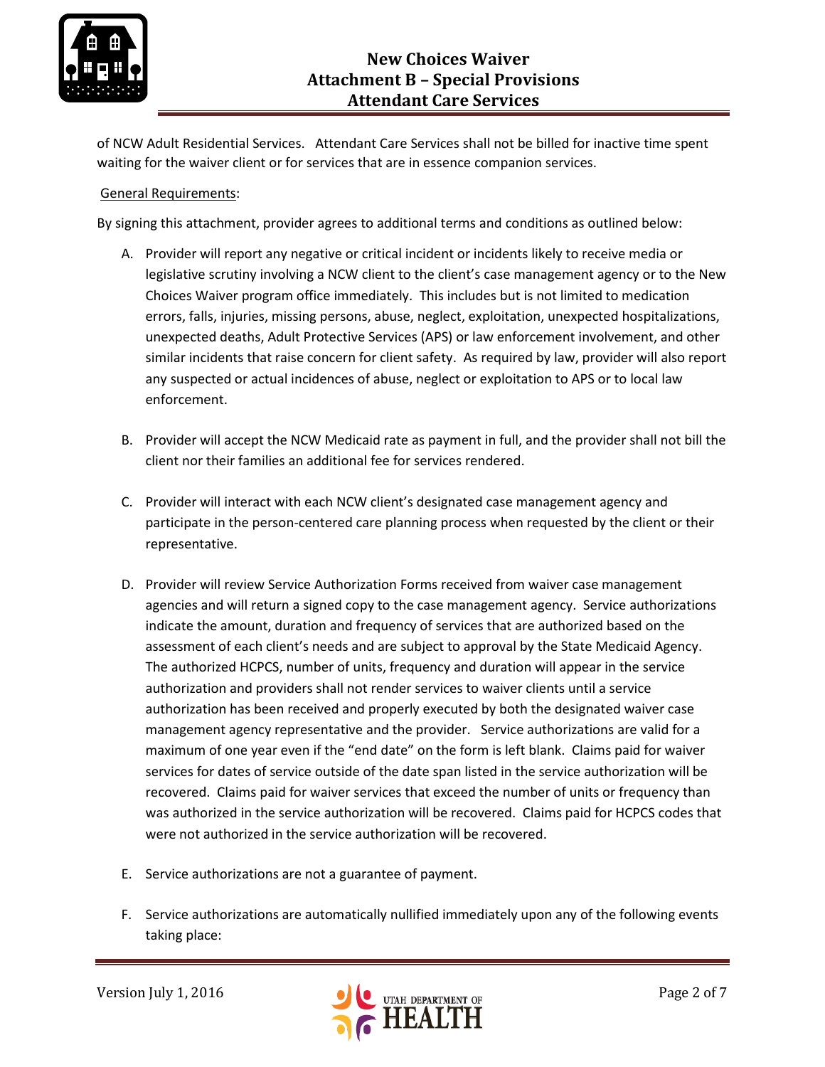of NCW Adult Residential Services. Attendant Care Services shall not be billed for inactive time spent waiting for the waiver client or for services that are in essence companion services.

General Requirements:

By signing this attachment, provider agrees to additional terms and conditions as outlined below:

A. Provider will report any negative or critical incident or incidents likely to receive media or legislative scrutiny involving a NCW client to the client's case management agency or to the New Choices Waiver program office immediately. This includes but is not limited to medication errors, falls, injuries, missing persons, abuse, neglect, exploitation, unexpected hospitalizations, unexpected deaths, Adult Protective Services (APS) or law enforcement involvement, and other similar incidents that raise concern for client safety. As required by law, provider will also report any suspected or actual incidences of abuse, neglect or exploitation to APS or to local law enforcement.

B. Provider will accept the NCW Medicaid rate as payment in full, and the provider shall not bill the client nor their families an additional fee for services rendered.

C. Provider will interact with each NCW client's designated case management agency and participate in the person-centered care planning process when requested by the client or their representative.

D. Provider will review Service Authorization Forms received from waiver case management agencies and will return a signed copy to the case management agency. Service authorizations indicate the amount, duration and frequency of services that are authorized based on the assessment of each client's needs and are subject to approval by the State Medicaid Agency. The authorized HCPCS, number of units, frequency and duration will appear in the service authorization and providers shall not render services to waiver clients until a service authorization has been received and properly executed by both the designated waiver case management agency representative and the provider. Service authorizations are valid for a maximum of one year even if the "end date" on the form is left blank. Claims paid for waiver services for dates of service outside of the date span listed in the service authorization will be recovered. Claims paid for waiver services that exceed the number of units or frequency than was authorized in the service authorization will be recovered. Claims paid for HCPCS codes that were not authorized in the service authorization will be recovered.

E. Service authorizations are not a guarantee of payment.

F. Service authorizations are automatically nullified immediately upon any of the following events taking place: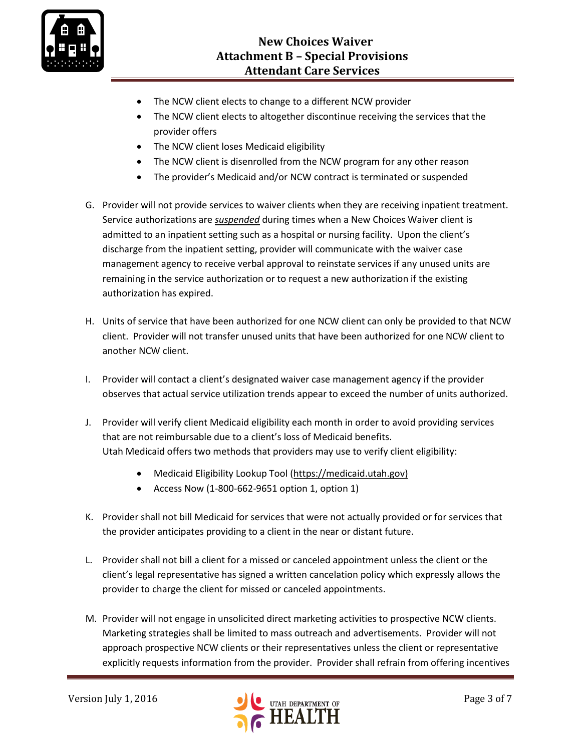- The NCW client elects to change to a different NCW provider
- The NCW client elects to altogether discontinue receiving the services that the provider offers
- The NCW client loses Medicaid eligibility
- The NCW client is disenrolled from the NCW program for any other reason
- The provider's Medicaid and/or NCW contract is terminated or suspended

G. Provider will not provide services to waiver clients when they are receiving inpatient treatment. Service authorizations are ***suspended*** during times when a New Choices Waiver client is admitted to an inpatient setting such as a hospital or nursing facility. Upon the client's discharge from the inpatient setting, provider will communicate with the waiver case management agency to receive verbal approval to reinstate services if any unused units are remaining in the service authorization or to request a new authorization if the existing authorization has expired.

H. Units of service that have been authorized for one NCW client can only be provided to that NCW client. Provider will not transfer unused units that have been authorized for one NCW client to another NCW client.

I. Provider will contact a client's designated waiver case management agency if the provider observes that actual service utilization trends appear to exceed the number of units authorized.

J. Provider will verify client Medicaid eligibility each month in order to avoid providing services that are not reimbursable due to a client's loss of Medicaid benefits.
Utah Medicaid offers two methods that providers may use to verify client eligibility:

- Medicaid Eligibility Lookup Tool (https://medicaid.utah.gov)
- Access Now (1-800-662-9651 option 1, option 1)

K. Provider shall not bill Medicaid for services that were not actually provided or for services that the provider anticipates providing to a client in the near or distant future.

L. Provider shall not bill a client for a missed or canceled appointment unless the client or the client's legal representative has signed a written cancelation policy which expressly allows the provider to charge the client for missed or canceled appointments.

M. Provider will not engage in unsolicited direct marketing activities to prospective NCW clients. Marketing strategies shall be limited to mass outreach and advertisements. Provider will not approach prospective NCW clients or their representatives unless the client or representative explicitly requests information from the provider. Provider shall refrain from offering incentives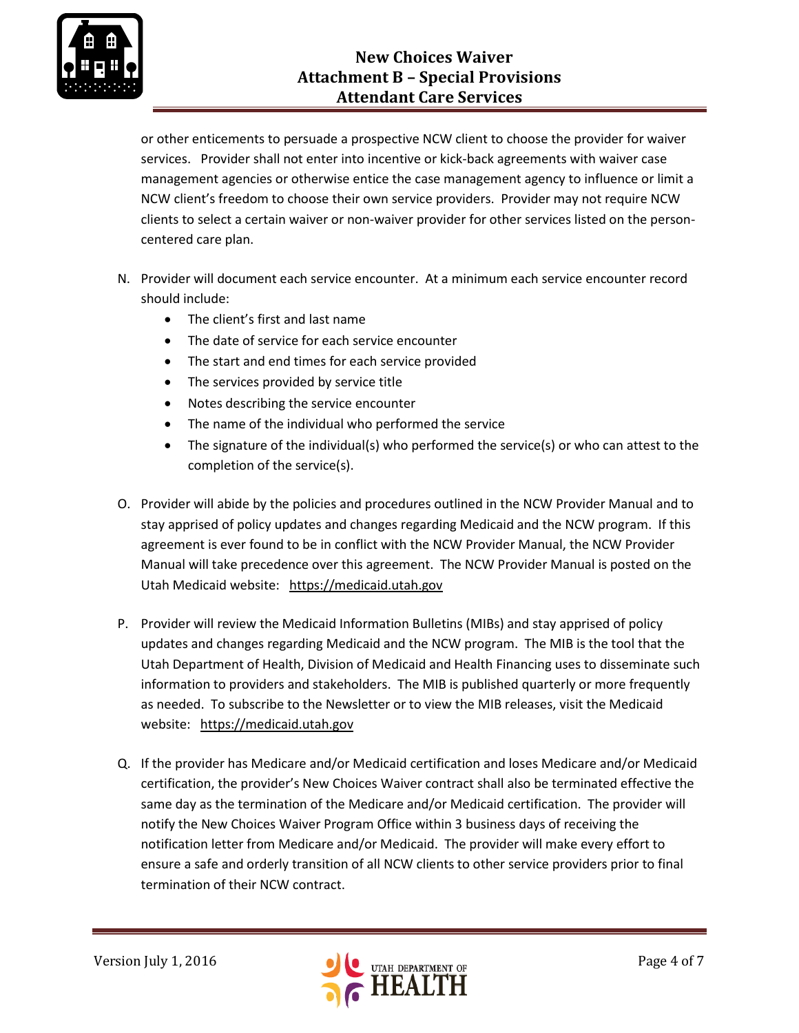or other enticements to persuade a prospective NCW client to choose the provider for waiver services. Provider shall not enter into incentive or kick-back agreements with waiver case management agencies or otherwise entice the case management agency to influence or limit a NCW client's freedom to choose their own service providers. Provider may not require NCW clients to select a certain waiver or non-waiver provider for other services listed on the person-centered care plan.

N. Provider will document each service encounter. At a minimum each service encounter record should include:
   - The client's first and last name
   - The date of service for each service encounter
   - The start and end times for each service provided
   - The services provided by service title
   - Notes describing the service encounter
   - The name of the individual who performed the service
   - The signature of the individual(s) who performed the service(s) or who can attest to the completion of the service(s).

O. Provider will abide by the policies and procedures outlined in the NCW Provider Manual and to stay apprised of policy updates and changes regarding Medicaid and the NCW program. If this agreement is ever found to be in conflict with the NCW Provider Manual, the NCW Provider Manual will take precedence over this agreement. The NCW Provider Manual is posted on the Utah Medicaid website: https://medicaid.utah.gov

P. Provider will review the Medicaid Information Bulletins (MIBs) and stay apprised of policy updates and changes regarding Medicaid and the NCW program. The MIB is the tool that the Utah Department of Health, Division of Medicaid and Health Financing uses to disseminate such information to providers and stakeholders. The MIB is published quarterly or more frequently as needed. To subscribe to the Newsletter or to view the MIB releases, visit the Medicaid website: https://medicaid.utah.gov

Q. If the provider has Medicare and/or Medicaid certification and loses Medicare and/or Medicaid certification, the provider's New Choices Waiver contract shall also be terminated effective the same day as the termination of the Medicare and/or Medicaid certification. The provider will notify the New Choices Waiver Program Office within 3 business days of receiving the notification letter from Medicare and/or Medicaid. The provider will make every effort to ensure a safe and orderly transition of all NCW clients to other service providers prior to final termination of their NCW contract.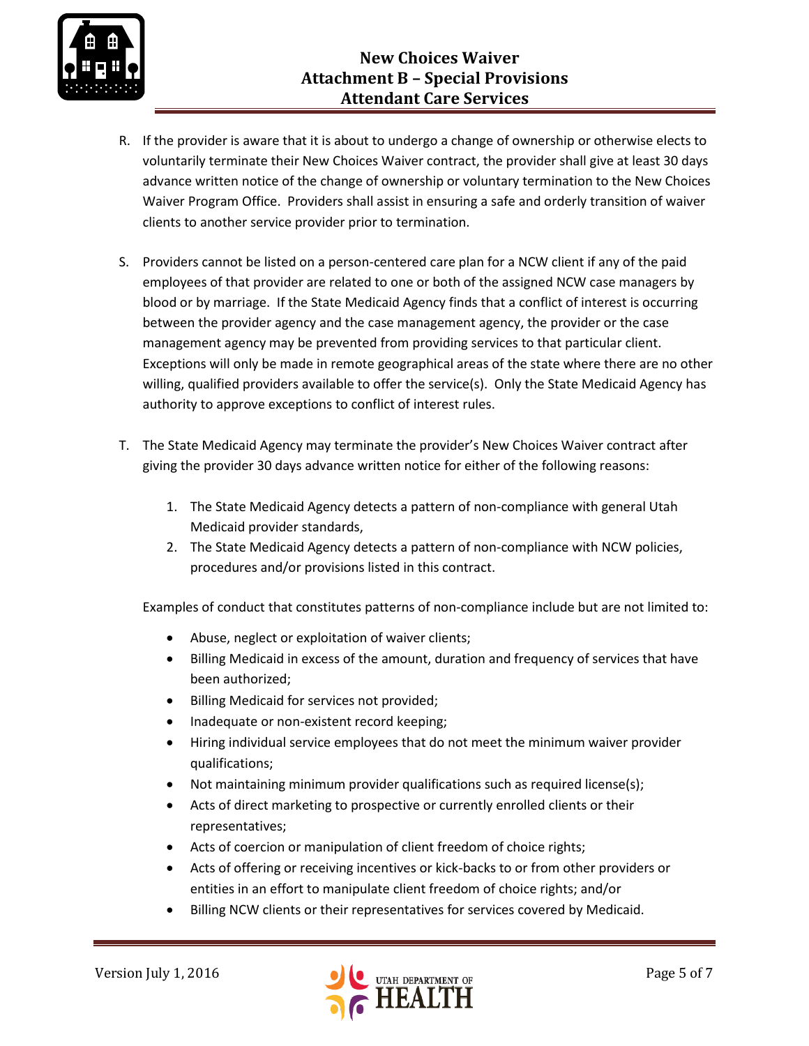R. If the provider is aware that it is about to undergo a change of ownership or otherwise elects to voluntarily terminate their New Choices Waiver contract, the provider shall give at least 30 days advance written notice of the change of ownership or voluntary termination to the New Choices Waiver Program Office. Providers shall assist in ensuring a safe and orderly transition of waiver clients to another service provider prior to termination.

S. Providers cannot be listed on a person-centered care plan for a NCW client if any of the paid employees of that provider are related to one or both of the assigned NCW case managers by blood or by marriage. If the State Medicaid Agency finds that a conflict of interest is occurring between the provider agency and the case management agency, the provider or the case management agency may be prevented from providing services to that particular client. Exceptions will only be made in remote geographical areas of the state where there are no other willing, qualified providers available to offer the service(s). Only the State Medicaid Agency has authority to approve exceptions to conflict of interest rules.

T. The State Medicaid Agency may terminate the provider's New Choices Waiver contract after giving the provider 30 days advance written notice for either of the following reasons:

   1. The State Medicaid Agency detects a pattern of non-compliance with general Utah Medicaid provider standards,
   2. The State Medicaid Agency detects a pattern of non-compliance with NCW policies, procedures and/or provisions listed in this contract.

   Examples of conduct that constitutes patterns of non-compliance include but are not limited to:

   - Abuse, neglect or exploitation of waiver clients;
   - Billing Medicaid in excess of the amount, duration and frequency of services that have been authorized;
   - Billing Medicaid for services not provided;
   - Inadequate or non-existent record keeping;
   - Hiring individual service employees that do not meet the minimum waiver provider qualifications;
   - Not maintaining minimum provider qualifications such as required license(s);
   - Acts of direct marketing to prospective or currently enrolled clients or their representatives;
   - Acts of coercion or manipulation of client freedom of choice rights;
   - Acts of offering or receiving incentives or kick-backs to or from other providers or entities in an effort to manipulate client freedom of choice rights; and/or
   - Billing NCW clients or their representatives for services covered by Medicaid.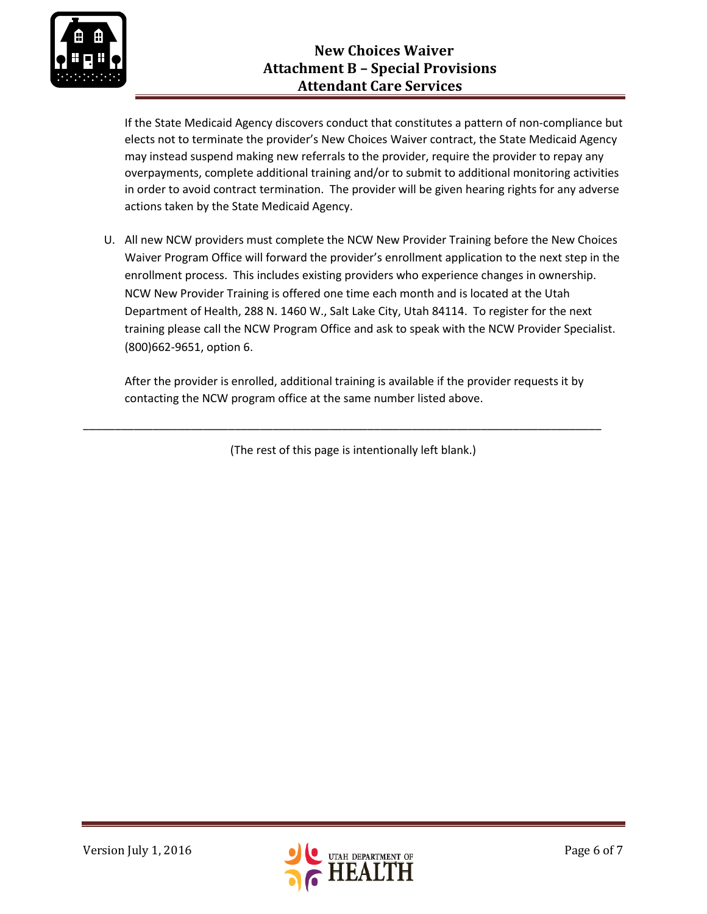If the State Medicaid Agency discovers conduct that constitutes a pattern of non-compliance but elects not to terminate the provider's New Choices Waiver contract, the State Medicaid Agency may instead suspend making new referrals to the provider, require the provider to repay any overpayments, complete additional training and/or to submit to additional monitoring activities in order to avoid contract termination. The provider will be given hearing rights for any adverse actions taken by the State Medicaid Agency.

U. All new NCW providers must complete the NCW New Provider Training before the New Choices Waiver Program Office will forward the provider's enrollment application to the next step in the enrollment process. This includes existing providers who experience changes in ownership. NCW New Provider Training is offered one time each month and is located at the Utah Department of Health, 288 N. 1460 W., Salt Lake City, Utah 84114. To register for the next training please call the NCW Program Office and ask to speak with the NCW Provider Specialist. (800)662-9651, option 6.

   After the provider is enrolled, additional training is available if the provider requests it by contacting the NCW program office at the same number listed above.

---

(The rest of this page is intentionally left blank.)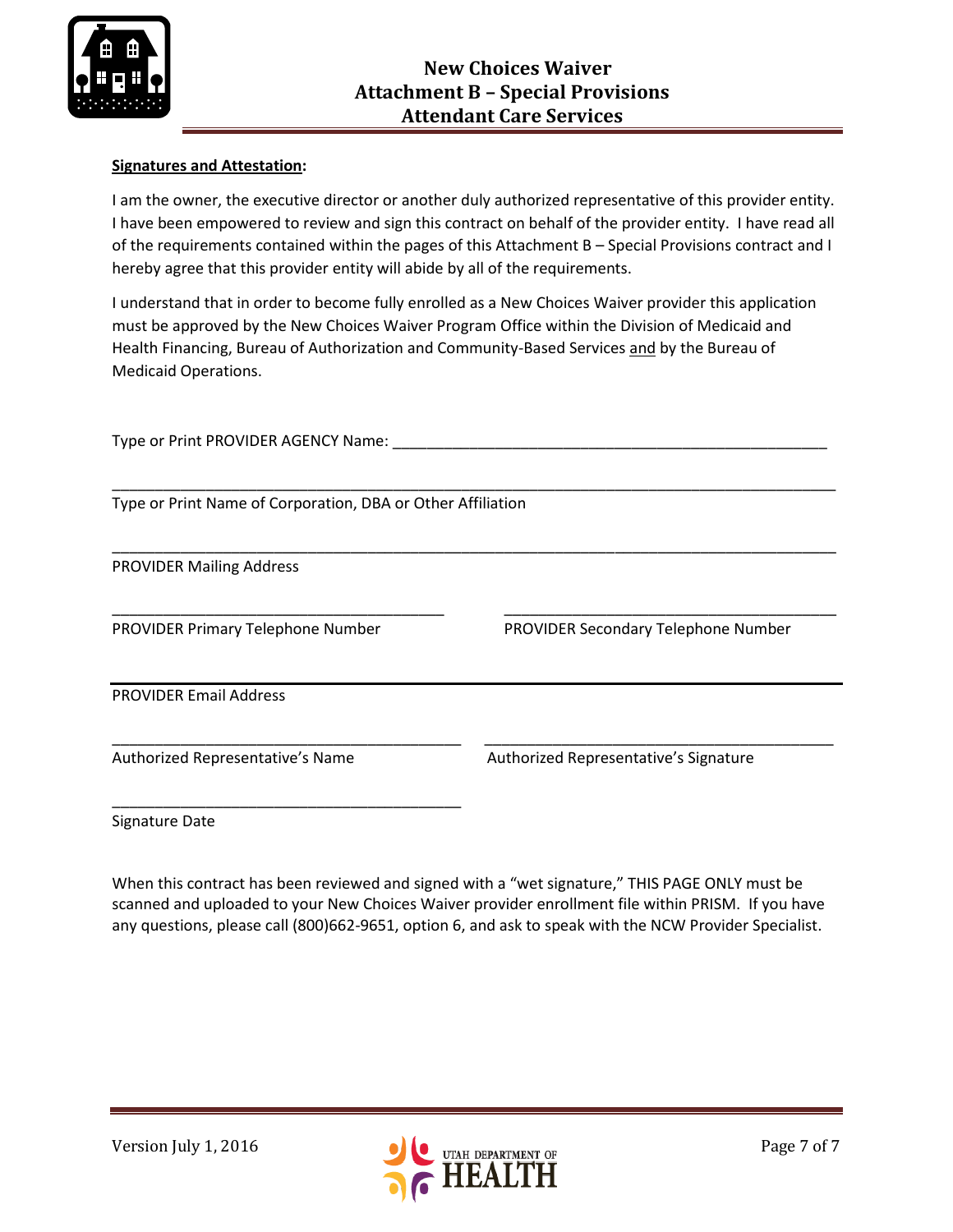**Signatures and Attestation:**

I am the owner, the executive director or another duly authorized representative of this provider entity. I have been empowered to review and sign this contract on behalf of the provider entity. I have read all of the requirements contained within the pages of this Attachment B – Special Provisions contract and I hereby agree that this provider entity will abide by all of the requirements.

I understand that in order to become fully enrolled as a New Choices Waiver provider this application must be approved by the New Choices Waiver Program Office within the Division of Medicaid and Health Financing, Bureau of Authorization and Community-Based Services and by the Bureau of Medicaid Operations.

Type or Print PROVIDER AGENCY Name: ____________________________________________________

_________________________________________________________________________________

Type or Print Name of Corporation, DBA or Other Affiliation

_________________________________________________________________________________

PROVIDER Mailing Address

________________________________________ ________________________________________

PROVIDER Primary Telephone Number PROVIDER Secondary Telephone Number

_________________________________________________________________________________

PROVIDER Email Address

__________________________________________ __________________________________________

Authorized Representative's Name Authorized Representative's Signature

__________________________________________

Signature Date

When this contract has been reviewed and signed with a "wet signature," THIS PAGE ONLY must be scanned and uploaded to your New Choices Waiver provider enrollment file within PRISM. If you have any questions, please call (800)662-9651, option 6, and ask to speak with the NCW Provider Specialist.